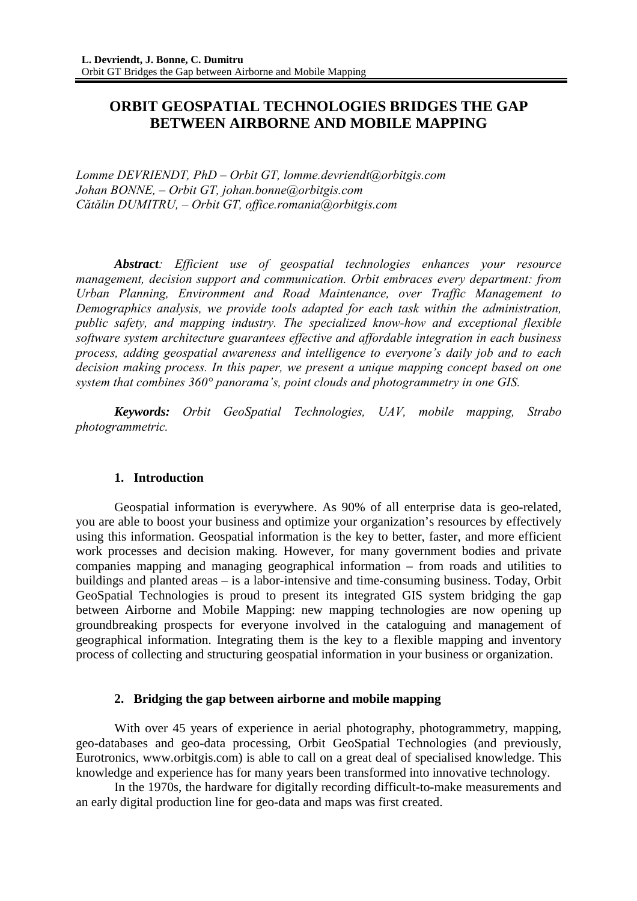# ORBIT GEOSPATIAL TECHNOLOGIES BRIDGES THE GAP BETWEEN AIRBORNE AND MOBILE MAPPING

*Lomme DEVRIENDT, PhD – Orbit GT, lomme.devriendt@orbitgis.com*
*Johan BONNE, – Orbit GT, johan.bonne@orbitgis.com*
*Cătălin DUMITRU, – Orbit GT, office.romania@orbitgis.com*

***Abstract**: Efficient use of geospatial technologies enhances your resource management, decision support and communication. Orbit embraces every department: from Urban Planning, Environment and Road Maintenance, over Traffic Management to Demographics analysis, we provide tools adapted for each task within the administration, public safety, and mapping industry. The specialized know-how and exceptional flexible software system architecture guarantees effective and affordable integration in each business process, adding geospatial awareness and intelligence to everyone's daily job and to each decision making process. In this paper, we present a unique mapping concept based on one system that combines 360° panorama's, point clouds and photogrammetry in one GIS.*

***Keywords:** Orbit GeoSpatial Technologies, UAV, mobile mapping, Strabo photogrammetric.*

## 1. Introduction

Geospatial information is everywhere. As 90% of all enterprise data is geo-related, you are able to boost your business and optimize your organization's resources by effectively using this information. Geospatial information is the key to better, faster, and more efficient work processes and decision making. However, for many government bodies and private companies mapping and managing geographical information – from roads and utilities to buildings and planted areas – is a labor-intensive and time-consuming business. Today, Orbit GeoSpatial Technologies is proud to present its integrated GIS system bridging the gap between Airborne and Mobile Mapping: new mapping technologies are now opening up groundbreaking prospects for everyone involved in the cataloguing and management of geographical information. Integrating them is the key to a flexible mapping and inventory process of collecting and structuring geospatial information in your business or organization.

## 2. Bridging the gap between airborne and mobile mapping

With over 45 years of experience in aerial photography, photogrammetry, mapping, geo-databases and geo-data processing, Orbit GeoSpatial Technologies (and previously, Eurotronics, www.orbitgis.com) is able to call on a great deal of specialised knowledge. This knowledge and experience has for many years been transformed into innovative technology.

In the 1970s, the hardware for digitally recording difficult-to-make measurements and an early digital production line for geo-data and maps was first created.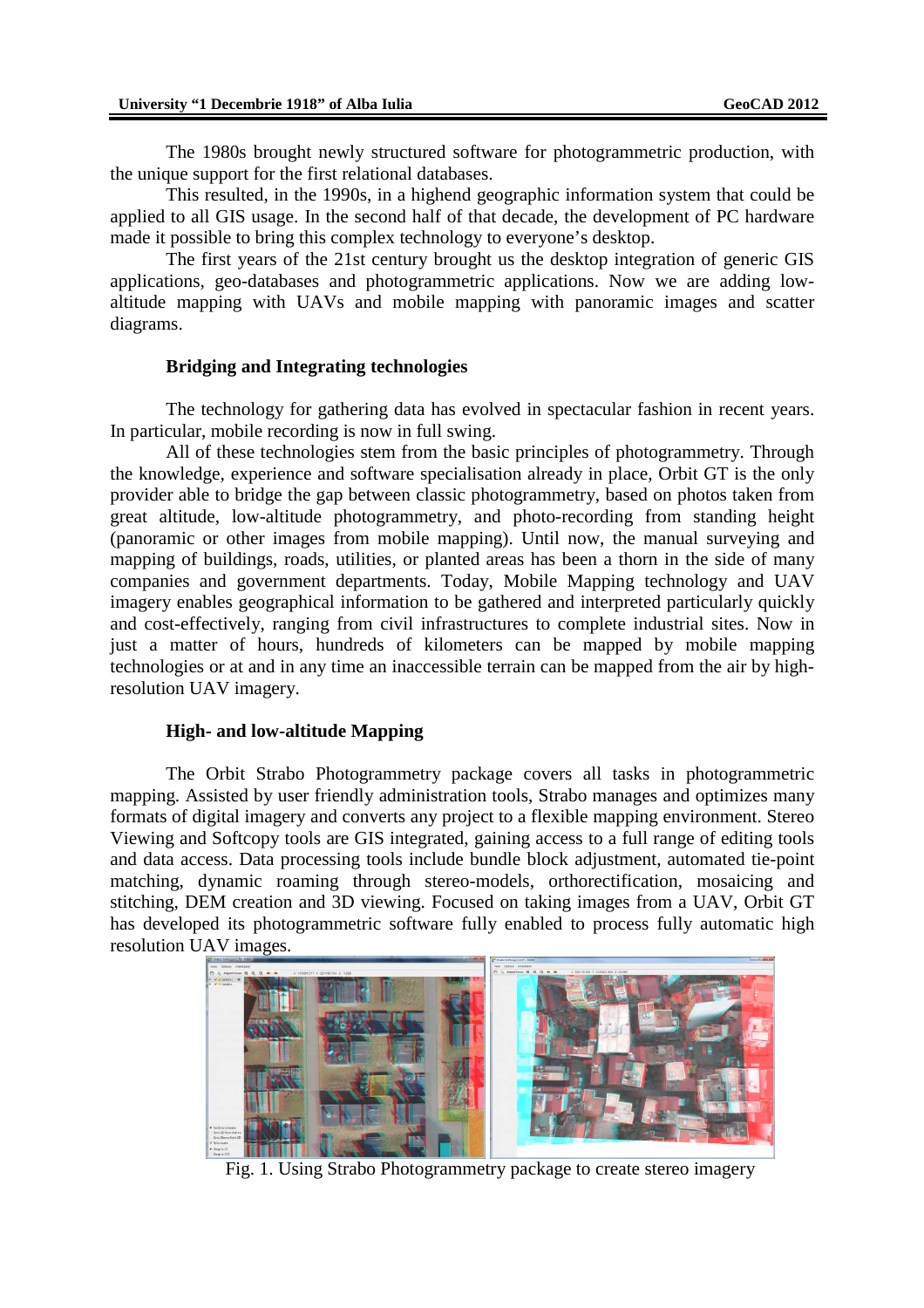The 1980s brought newly structured software for photogrammetric production, with the unique support for the first relational databases.

This resulted, in the 1990s, in a highend geographic information system that could be applied to all GIS usage. In the second half of that decade, the development of PC hardware made it possible to bring this complex technology to everyone's desktop.

The first years of the 21st century brought us the desktop integration of generic GIS applications, geo-databases and photogrammetric applications. Now we are adding low-altitude mapping with UAVs and mobile mapping with panoramic images and scatter diagrams.

## Bridging and Integrating technologies

The technology for gathering data has evolved in spectacular fashion in recent years. In particular, mobile recording is now in full swing.

All of these technologies stem from the basic principles of photogrammetry. Through the knowledge, experience and software specialisation already in place, Orbit GT is the only provider able to bridge the gap between classic photogrammetry, based on photos taken from great altitude, low-altitude photogrammetry, and photo-recording from standing height (panoramic or other images from mobile mapping). Until now, the manual surveying and mapping of buildings, roads, utilities, or planted areas has been a thorn in the side of many companies and government departments. Today, Mobile Mapping technology and UAV imagery enables geographical information to be gathered and interpreted particularly quickly and cost-effectively, ranging from civil infrastructures to complete industrial sites. Now in just a matter of hours, hundreds of kilometers can be mapped by mobile mapping technologies or at and in any time an inaccessible terrain can be mapped from the air by high-resolution UAV imagery.

## High- and low-altitude Mapping

The Orbit Strabo Photogrammetry package covers all tasks in photogrammetric mapping. Assisted by user friendly administration tools, Strabo manages and optimizes many formats of digital imagery and converts any project to a flexible mapping environment. Stereo Viewing and Softcopy tools are GIS integrated, gaining access to a full range of editing tools and data access. Data processing tools include bundle block adjustment, automated tie-point matching, dynamic roaming through stereo-models, orthorectification, mosaicing and stitching, DEM creation and 3D viewing. Focused on taking images from a UAV, Orbit GT has developed its photogrammetric software fully enabled to process fully automatic high resolution UAV images.

Fig. 1. Using Strabo Photogrammetry package to create stereo imagery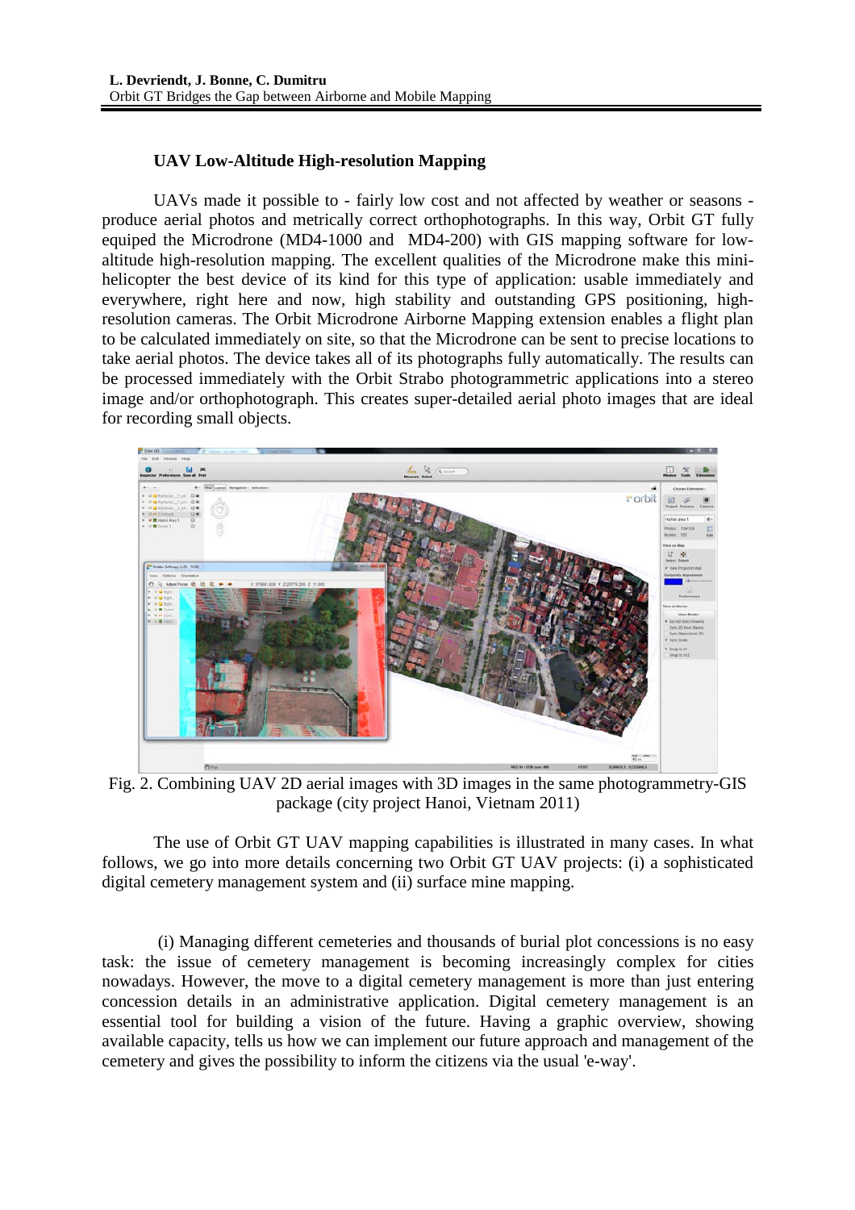### UAV Low-Altitude High-resolution Mapping

UAVs made it possible to - fairly low cost and not affected by weather or seasons - produce aerial photos and metrically correct orthophotographs. In this way, Orbit GT fully equiped the Microdrone (MD4-1000 and MD4-200) with GIS mapping software for low-altitude high-resolution mapping. The excellent qualities of the Microdrone make this mini-helicopter the best device of its kind for this type of application: usable immediately and everywhere, right here and now, high stability and outstanding GPS positioning, high-resolution cameras. The Orbit Microdrone Airborne Mapping extension enables a flight plan to be calculated immediately on site, so that the Microdrone can be sent to precise locations to take aerial photos. The device takes all of its photographs fully automatically. The results can be processed immediately with the Orbit Strabo photogrammetric applications into a stereo image and/or orthophotograph. This creates super-detailed aerial photo images that are ideal for recording small objects.

Fig. 2. Combining UAV 2D aerial images with 3D images in the same photogrammetry-GIS package (city project Hanoi, Vietnam 2011)

The use of Orbit GT UAV mapping capabilities is illustrated in many cases. In what follows, we go into more details concerning two Orbit GT UAV projects: (i) a sophisticated digital cemetery management system and (ii) surface mine mapping.

(i) Managing different cemeteries and thousands of burial plot concessions is no easy task: the issue of cemetery management is becoming increasingly complex for cities nowadays. However, the move to a digital cemetery management is more than just entering concession details in an administrative application. Digital cemetery management is an essential tool for building a vision of the future. Having a graphic overview, showing available capacity, tells us how we can implement our future approach and management of the cemetery and gives the possibility to inform the citizens via the usual 'e-way'.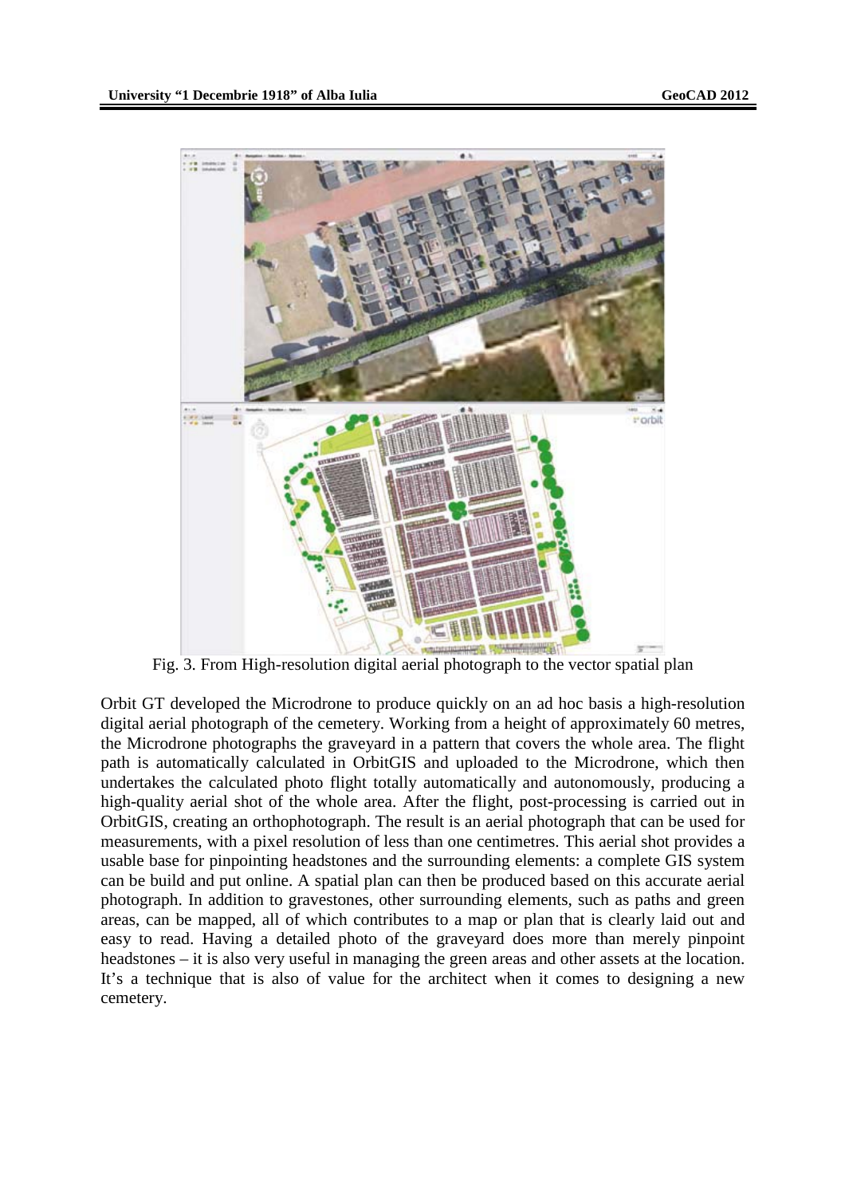Fig. 3. From High-resolution digital aerial photograph to the vector spatial plan

Orbit GT developed the Microdrone to produce quickly on an ad hoc basis a high-resolution digital aerial photograph of the cemetery. Working from a height of approximately 60 metres, the Microdrone photographs the graveyard in a pattern that covers the whole area. The flight path is automatically calculated in OrbitGIS and uploaded to the Microdrone, which then undertakes the calculated photo flight totally automatically and autonomously, producing a high-quality aerial shot of the whole area. After the flight, post-processing is carried out in OrbitGIS, creating an orthophotograph. The result is an aerial photograph that can be used for measurements, with a pixel resolution of less than one centimetres. This aerial shot provides a usable base for pinpointing headstones and the surrounding elements: a complete GIS system can be build and put online. A spatial plan can then be produced based on this accurate aerial photograph. In addition to gravestones, other surrounding elements, such as paths and green areas, can be mapped, all of which contributes to a map or plan that is clearly laid out and easy to read. Having a detailed photo of the graveyard does more than merely pinpoint headstones – it is also very useful in managing the green areas and other assets at the location. It's a technique that is also of value for the architect when it comes to designing a new cemetery.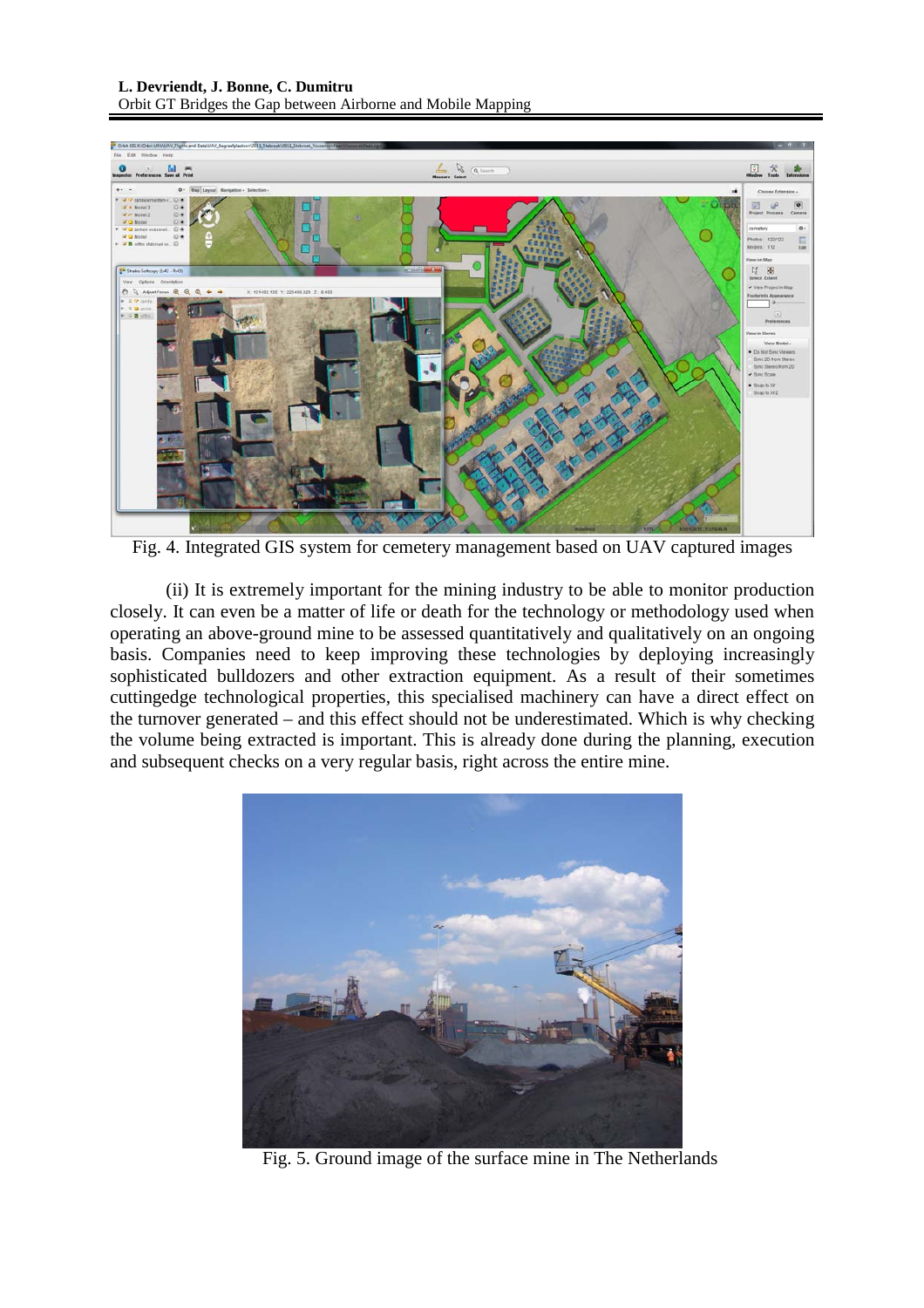Fig. 4. Integrated GIS system for cemetery management based on UAV captured images

(ii) It is extremely important for the mining industry to be able to monitor production closely. It can even be a matter of life or death for the technology or methodology used when operating an above-ground mine to be assessed quantitatively and qualitatively on an ongoing basis. Companies need to keep improving these technologies by deploying increasingly sophisticated bulldozers and other extraction equipment. As a result of their sometimes cuttingedge technological properties, this specialised machinery can have a direct effect on the turnover generated – and this effect should not be underestimated. Which is why checking the volume being extracted is important. This is already done during the planning, execution and subsequent checks on a very regular basis, right across the entire mine.

Fig. 5. Ground image of the surface mine in The Netherlands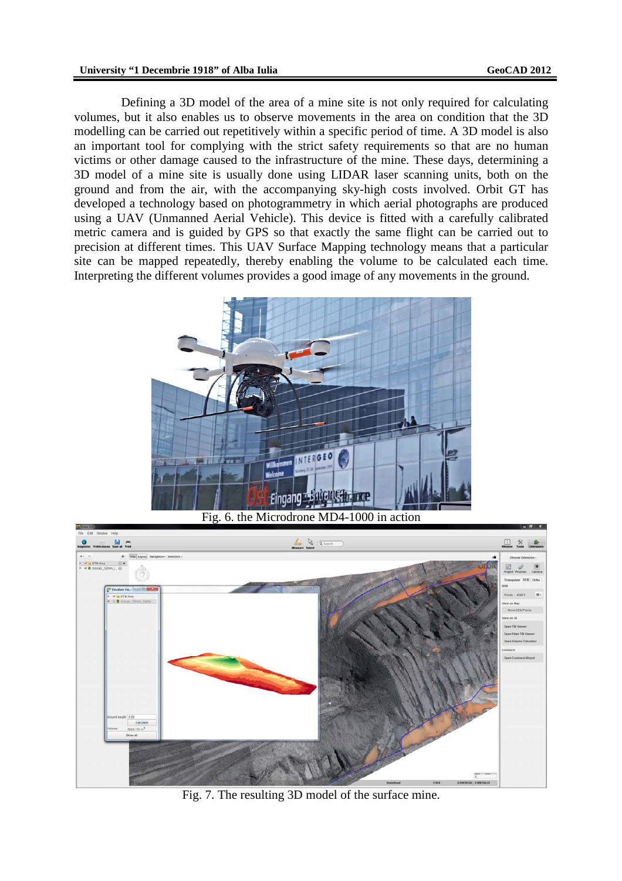Defining a 3D model of the area of a mine site is not only required for calculating volumes, but it also enables us to observe movements in the area on condition that the 3D modelling can be carried out repetitively within a specific period of time. A 3D model is also an important tool for complying with the strict safety requirements so that are no human victims or other damage caused to the infrastructure of the mine. These days, determining a 3D model of a mine site is usually done using LIDAR laser scanning units, both on the ground and from the air, with the accompanying sky-high costs involved. Orbit GT has developed a technology based on photogrammetry in which aerial photographs are produced using a UAV (Unmanned Aerial Vehicle). This device is fitted with a carefully calibrated metric camera and is guided by GPS so that exactly the same flight can be carried out to precision at different times. This UAV Surface Mapping technology means that a particular site can be mapped repeatedly, thereby enabling the volume to be calculated each time. Interpreting the different volumes provides a good image of any movements in the ground.

Fig. 6. the Microdrone MD4-1000 in action

Fig. 7. The resulting 3D model of the surface mine.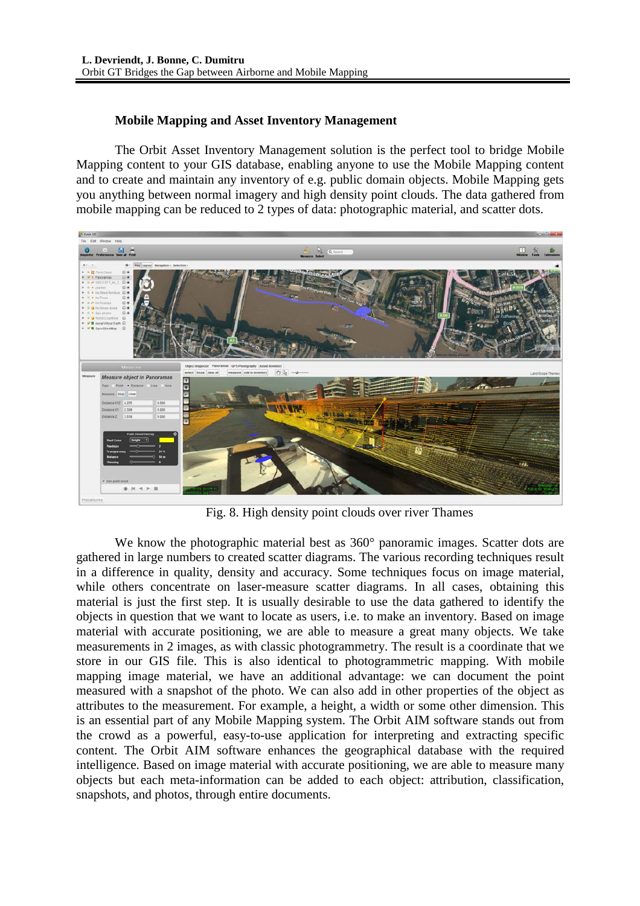### Mobile Mapping and Asset Inventory Management

The Orbit Asset Inventory Management solution is the perfect tool to bridge Mobile Mapping content to your GIS database, enabling anyone to use the Mobile Mapping content and to create and maintain any inventory of e.g. public domain objects. Mobile Mapping gets you anything between normal imagery and high density point clouds. The data gathered from mobile mapping can be reduced to 2 types of data: photographic material, and scatter dots.

Fig. 8. High density point clouds over river Thames

We know the photographic material best as 360° panoramic images. Scatter dots are gathered in large numbers to created scatter diagrams. The various recording techniques result in a difference in quality, density and accuracy. Some techniques focus on image material, while others concentrate on laser-measure scatter diagrams. In all cases, obtaining this material is just the first step. It is usually desirable to use the data gathered to identify the objects in question that we want to locate as users, i.e. to make an inventory. Based on image material with accurate positioning, we are able to measure a great many objects. We take measurements in 2 images, as with classic photogrammetry. The result is a coordinate that we store in our GIS file. This is also identical to photogrammetric mapping. With mobile mapping image material, we have an additional advantage: we can document the point measured with a snapshot of the photo. We can also add in other properties of the object as attributes to the measurement. For example, a height, a width or some other dimension. This is an essential part of any Mobile Mapping system. The Orbit AIM software stands out from the crowd as a powerful, easy-to-use application for interpreting and extracting specific content. The Orbit AIM software enhances the geographical database with the required intelligence. Based on image material with accurate positioning, we are able to measure many objects but each meta-information can be added to each object: attribution, classification, snapshots, and photos, through entire documents.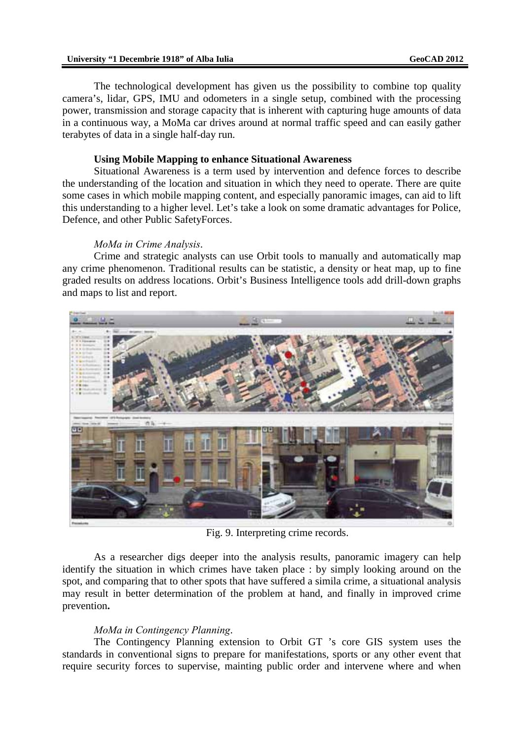The technological development has given us the possibility to combine top quality camera's, lidar, GPS, IMU and odometers in a single setup, combined with the processing power, transmission and storage capacity that is inherent with capturing huge amounts of data in a continuous way, a MoMa car drives around at normal traffic speed and can easily gather terabytes of data in a single half-day run.

**Using Mobile Mapping to enhance Situational Awareness**

Situational Awareness is a term used by intervention and defence forces to describe the understanding of the location and situation in which they need to operate. There are quite some cases in which mobile mapping content, and especially panoramic images, can aid to lift this understanding to a higher level. Let's take a look on some dramatic advantages for Police, Defence, and other Public SafetyForces.

*MoMa in Crime Analysis*.

Crime and strategic analysts can use Orbit tools to manually and automatically map any crime phenomenon. Traditional results can be statistic, a density or heat map, up to fine graded results on address locations. Orbit's Business Intelligence tools add drill-down graphs and maps to list and report.

Fig. 9. Interpreting crime records.

As a researcher digs deeper into the analysis results, panoramic imagery can help identify the situation in which crimes have taken place : by simply looking around on the spot, and comparing that to other spots that have suffered a simila crime, a situational analysis may result in better determination of the problem at hand, and finally in improved crime prevention**.**

*MoMa in Contingency Planning*.

The Contingency Planning extension to Orbit GT 's core GIS system uses the standards in conventional signs to prepare for manifestations, sports or any other event that require security forces to supervise, mainting public order and intervene where and when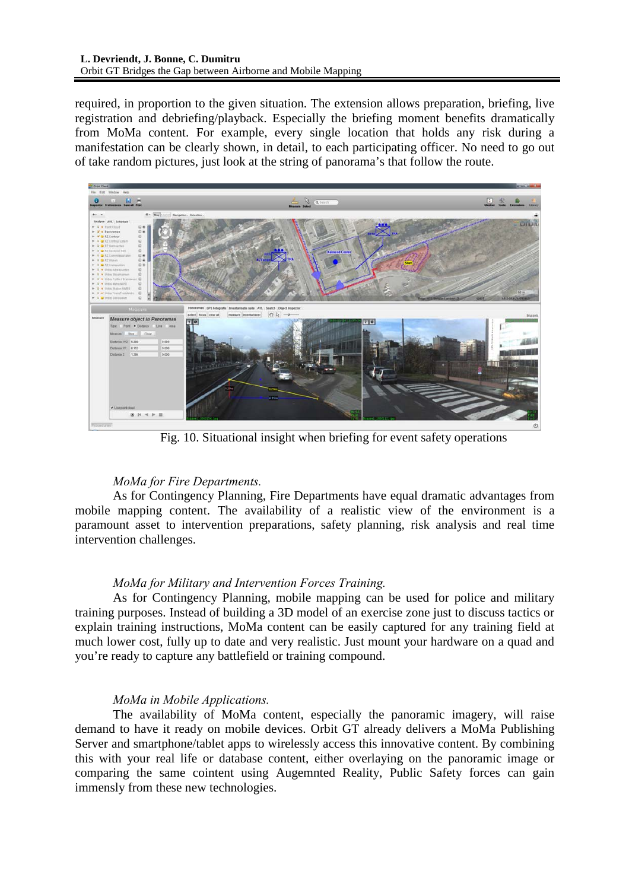required, in proportion to the given situation. The extension allows preparation, briefing, live registration and debriefing/playback. Especially the briefing moment benefits dramatically from MoMa content. For example, every single location that holds any risk during a manifestation can be clearly shown, in detail, to each participating officer. No need to go out of take random pictures, just look at the string of panorama's that follow the route.

Fig. 10. Situational insight when briefing for event safety operations

*MoMa for Fire Departments.*

As for Contingency Planning, Fire Departments have equal dramatic advantages from mobile mapping content. The availability of a realistic view of the environment is a paramount asset to intervention preparations, safety planning, risk analysis and real time intervention challenges.

*MoMa for Military and Intervention Forces Training.*

As for Contingency Planning, mobile mapping can be used for police and military training purposes. Instead of building a 3D model of an exercise zone just to discuss tactics or explain training instructions, MoMa content can be easily captured for any training field at much lower cost, fully up to date and very realistic. Just mount your hardware on a quad and you're ready to capture any battlefield or training compound.

*MoMa in Mobile Applications.*

The availability of MoMa content, especially the panoramic imagery, will raise demand to have it ready on mobile devices. Orbit GT already delivers a MoMa Publishing Server and smartphone/tablet apps to wirelessly access this innovative content. By combining this with your real life or database content, either overlaying on the panoramic image or comparing the same cointent using Augemnted Reality, Public Safety forces can gain immensly from these new technologies.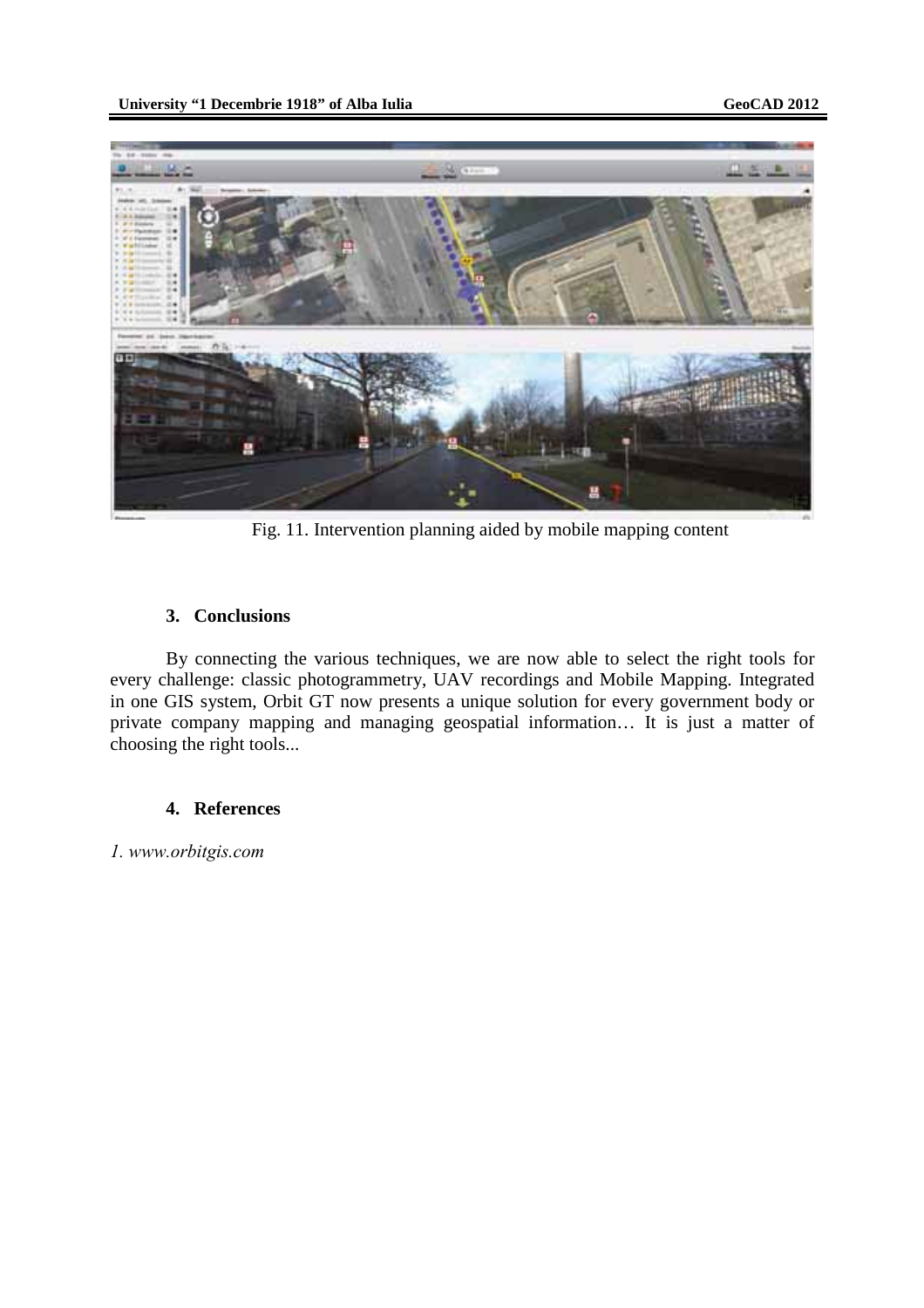Fig. 11. Intervention planning aided by mobile mapping content

## 3. Conclusions

By connecting the various techniques, we are now able to select the right tools for every challenge: classic photogrammetry, UAV recordings and Mobile Mapping. Integrated in one GIS system, Orbit GT now presents a unique solution for every government body or private company mapping and managing geospatial information… It is just a matter of choosing the right tools...

## 4. References

*1. www.orbitgis.com*